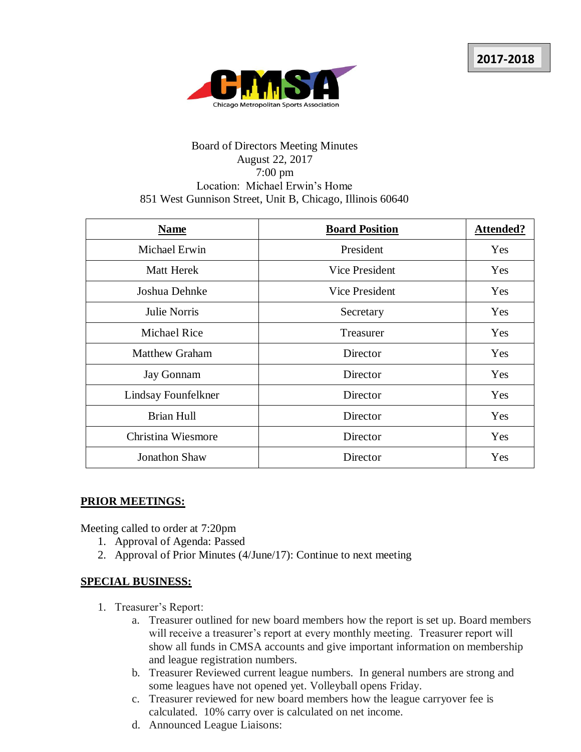2017-2018

CMSA
Chicago Metropolitan Sports Association

Board of Directors Meeting Minutes
August 22, 2017
7:00 pm
Location: Michael Erwin's Home
851 West Gunnison Street, Unit B, Chicago, Illinois 60640

| **Name** | **Board Position** | **Attended?** |
|---|---|---|
| Michael Erwin | President | Yes |
| Matt Herek | Vice President | Yes |
| Joshua Dehnke | Vice President | Yes |
| Julie Norris | Secretary | Yes |
| Michael Rice | Treasurer | Yes |
| Matthew Graham | Director | Yes |
| Jay Gonnam | Director | Yes |
| Lindsay Founfelkner | Director | Yes |
| Brian Hull | Director | Yes |
| Christina Wiesmore | Director | Yes |
| Jonathon Shaw | Director | Yes |

## PRIOR MEETINGS:

Meeting called to order at 7:20pm

1. Approval of Agenda: Passed
2. Approval of Prior Minutes (4/June/17): Continue to next meeting

## SPECIAL BUSINESS:

1. Treasurer's Report:
   a. Treasurer outlined for new board members how the report is set up. Board members will receive a treasurer's report at every monthly meeting. Treasurer report will show all funds in CMSA accounts and give important information on membership and league registration numbers.
   b. Treasurer Reviewed current league numbers. In general numbers are strong and some leagues have not opened yet. Volleyball opens Friday.
   c. Treasurer reviewed for new board members how the league carryover fee is calculated. 10% carry over is calculated on net income.
   d. Announced League Liaisons: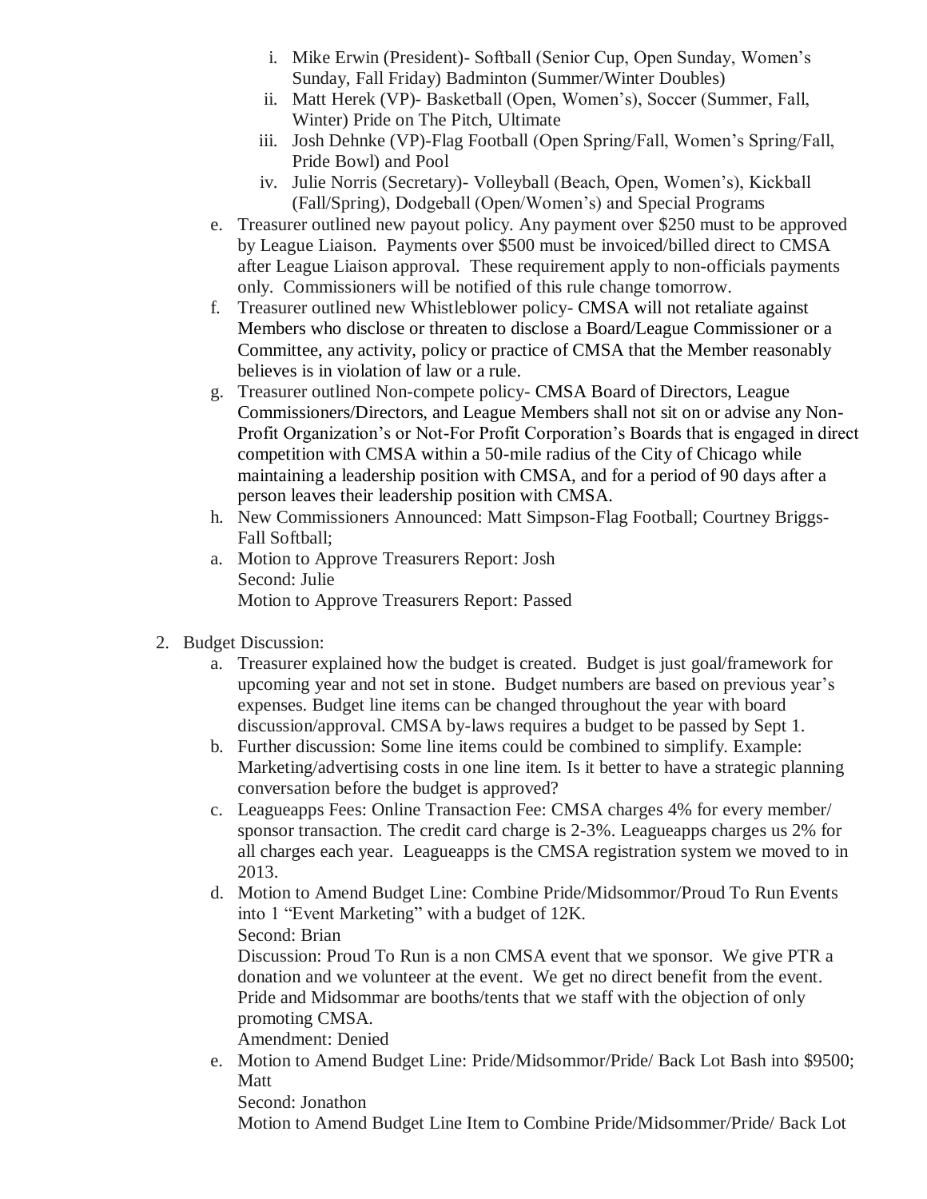i. Mike Erwin (President)- Softball (Senior Cup, Open Sunday, Women's Sunday, Fall Friday) Badminton (Summer/Winter Doubles)
   ii. Matt Herek (VP)- Basketball (Open, Women's), Soccer (Summer, Fall, Winter) Pride on The Pitch, Ultimate
   iii. Josh Dehnke (VP)-Flag Football (Open Spring/Fall, Women's Spring/Fall, Pride Bowl) and Pool
   iv. Julie Norris (Secretary)- Volleyball (Beach, Open, Women's), Kickball (Fall/Spring), Dodgeball (Open/Women's) and Special Programs

e. Treasurer outlined new payout policy. Any payment over $250 must to be approved by League Liaison. Payments over $500 must be invoiced/billed direct to CMSA after League Liaison approval. These requirement apply to non-officials payments only. Commissioners will be notified of this rule change tomorrow.

f. Treasurer outlined new Whistleblower policy- CMSA will not retaliate against Members who disclose or threaten to disclose a Board/League Commissioner or a Committee, any activity, policy or practice of CMSA that the Member reasonably believes is in violation of law or a rule.

g. Treasurer outlined Non-compete policy- CMSA Board of Directors, League Commissioners/Directors, and League Members shall not sit on or advise any Non-Profit Organization's or Not-For Profit Corporation's Boards that is engaged in direct competition with CMSA within a 50-mile radius of the City of Chicago while maintaining a leadership position with CMSA, and for a period of 90 days after a person leaves their leadership position with CMSA.

h. New Commissioners Announced: Matt Simpson-Flag Football; Courtney Briggs-Fall Softball;

a. Motion to Approve Treasurers Report: Josh
   Second: Julie
   Motion to Approve Treasurers Report: Passed

2. Budget Discussion:
   a. Treasurer explained how the budget is created. Budget is just goal/framework for upcoming year and not set in stone. Budget numbers are based on previous year's expenses. Budget line items can be changed throughout the year with board discussion/approval. CMSA by-laws requires a budget to be passed by Sept 1.
   b. Further discussion: Some line items could be combined to simplify. Example: Marketing/advertising costs in one line item. Is it better to have a strategic planning conversation before the budget is approved?
   c. Leagueapps Fees: Online Transaction Fee: CMSA charges 4% for every member/ sponsor transaction. The credit card charge is 2-3%. Leagueapps charges us 2% for all charges each year. Leagueapps is the CMSA registration system we moved to in 2013.
   d. Motion to Amend Budget Line: Combine Pride/Midsommor/Proud To Run Events into 1 "Event Marketing" with a budget of 12K.
      Second: Brian
      Discussion: Proud To Run is a non CMSA event that we sponsor. We give PTR a donation and we volunteer at the event. We get no direct benefit from the event. Pride and Midsommar are booths/tents that we staff with the objection of only promoting CMSA.
      Amendment: Denied
   e. Motion to Amend Budget Line: Pride/Midsommor/Pride/ Back Lot Bash into $9500; Matt
      Second: Jonathon
      Motion to Amend Budget Line Item to Combine Pride/Midsommer/Pride/ Back Lot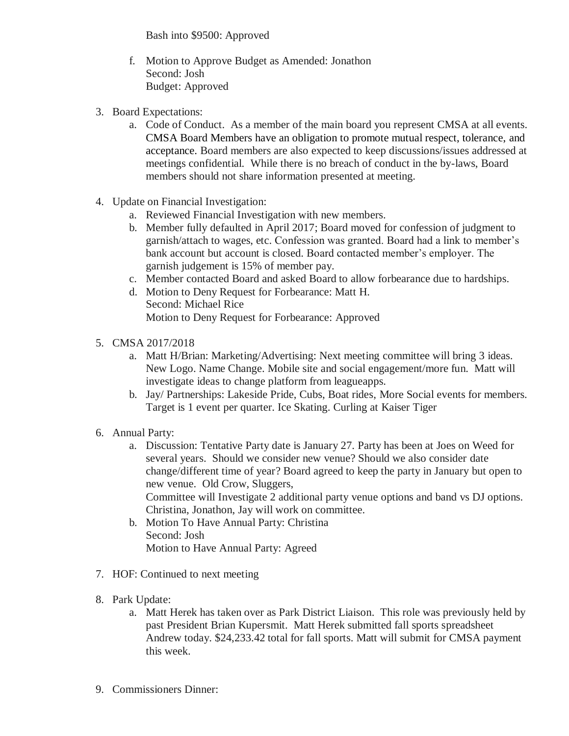Bash into $9500: Approved

   f. Motion to Approve Budget as Amended: Jonathon
      Second: Josh
      Budget: Approved

3. Board Expectations:
   a. Code of Conduct. As a member of the main board you represent CMSA at all events. CMSA Board Members have an obligation to promote mutual respect, tolerance, and acceptance. Board members are also expected to keep discussions/issues addressed at meetings confidential. While there is no breach of conduct in the by-laws, Board members should not share information presented at meeting.

4. Update on Financial Investigation:
   a. Reviewed Financial Investigation with new members.
   b. Member fully defaulted in April 2017; Board moved for confession of judgment to garnish/attach to wages, etc. Confession was granted. Board had a link to member's bank account but account is closed. Board contacted member's employer. The garnish judgement is 15% of member pay.
   c. Member contacted Board and asked Board to allow forbearance due to hardships.
   d. Motion to Deny Request for Forbearance: Matt H.
      Second: Michael Rice
      Motion to Deny Request for Forbearance: Approved

5. CMSA 2017/2018
   a. Matt H/Brian: Marketing/Advertising: Next meeting committee will bring 3 ideas. New Logo. Name Change. Mobile site and social engagement/more fun. Matt will investigate ideas to change platform from leagueapps.
   b. Jay/ Partnerships: Lakeside Pride, Cubs, Boat rides, More Social events for members. Target is 1 event per quarter. Ice Skating. Curling at Kaiser Tiger

6. Annual Party:
   a. Discussion: Tentative Party date is January 27. Party has been at Joes on Weed for several years. Should we consider new venue? Should we also consider date change/different time of year? Board agreed to keep the party in January but open to new venue. Old Crow, Sluggers,
      Committee will Investigate 2 additional party venue options and band vs DJ options. Christina, Jonathon, Jay will work on committee.
   b. Motion To Have Annual Party: Christina
      Second: Josh
      Motion to Have Annual Party: Agreed

7. HOF: Continued to next meeting

8. Park Update:
   a. Matt Herek has taken over as Park District Liaison. This role was previously held by past President Brian Kupersmit. Matt Herek submitted fall sports spreadsheet Andrew today. $24,233.42 total for fall sports. Matt will submit for CMSA payment this week.

9. Commissioners Dinner: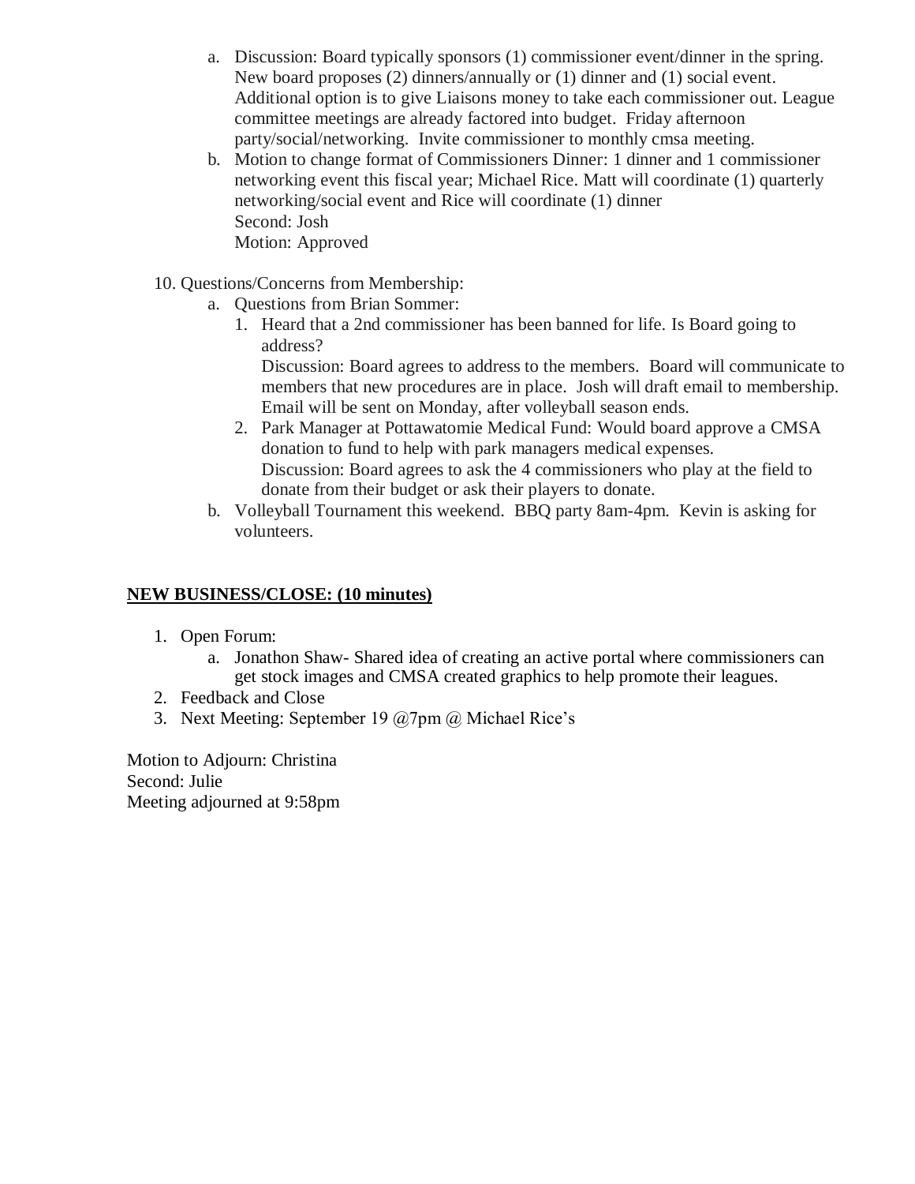a. Discussion: Board typically sponsors (1) commissioner event/dinner in the spring. New board proposes (2) dinners/annually or (1) dinner and (1) social event. Additional option is to give Liaisons money to take each commissioner out. League committee meetings are already factored into budget. Friday afternoon party/social/networking. Invite commissioner to monthly cmsa meeting.
   b. Motion to change format of Commissioners Dinner: 1 dinner and 1 commissioner networking event this fiscal year; Michael Rice. Matt will coordinate (1) quarterly networking/social event and Rice will coordinate (1) dinner
      Second: Josh
      Motion: Approved

10. Questions/Concerns from Membership:
    a. Questions from Brian Sommer:
       1. Heard that a 2nd commissioner has been banned for life. Is Board going to address?
          Discussion: Board agrees to address to the members. Board will communicate to members that new procedures are in place. Josh will draft email to membership. Email will be sent on Monday, after volleyball season ends.
       2. Park Manager at Pottawatomie Medical Fund: Would board approve a CMSA donation to fund to help with park managers medical expenses.
          Discussion: Board agrees to ask the 4 commissioners who play at the field to donate from their budget or ask their players to donate.
    b. Volleyball Tournament this weekend. BBQ party 8am-4pm. Kevin is asking for volunteers.

**NEW BUSINESS/CLOSE: (10 minutes)**

1. Open Forum:
   a. Jonathon Shaw- Shared idea of creating an active portal where commissioners can get stock images and CMSA created graphics to help promote their leagues.
2. Feedback and Close
3. Next Meeting: September 19 @7pm @ Michael Rice's

Motion to Adjourn: Christina
Second: Julie
Meeting adjourned at 9:58pm